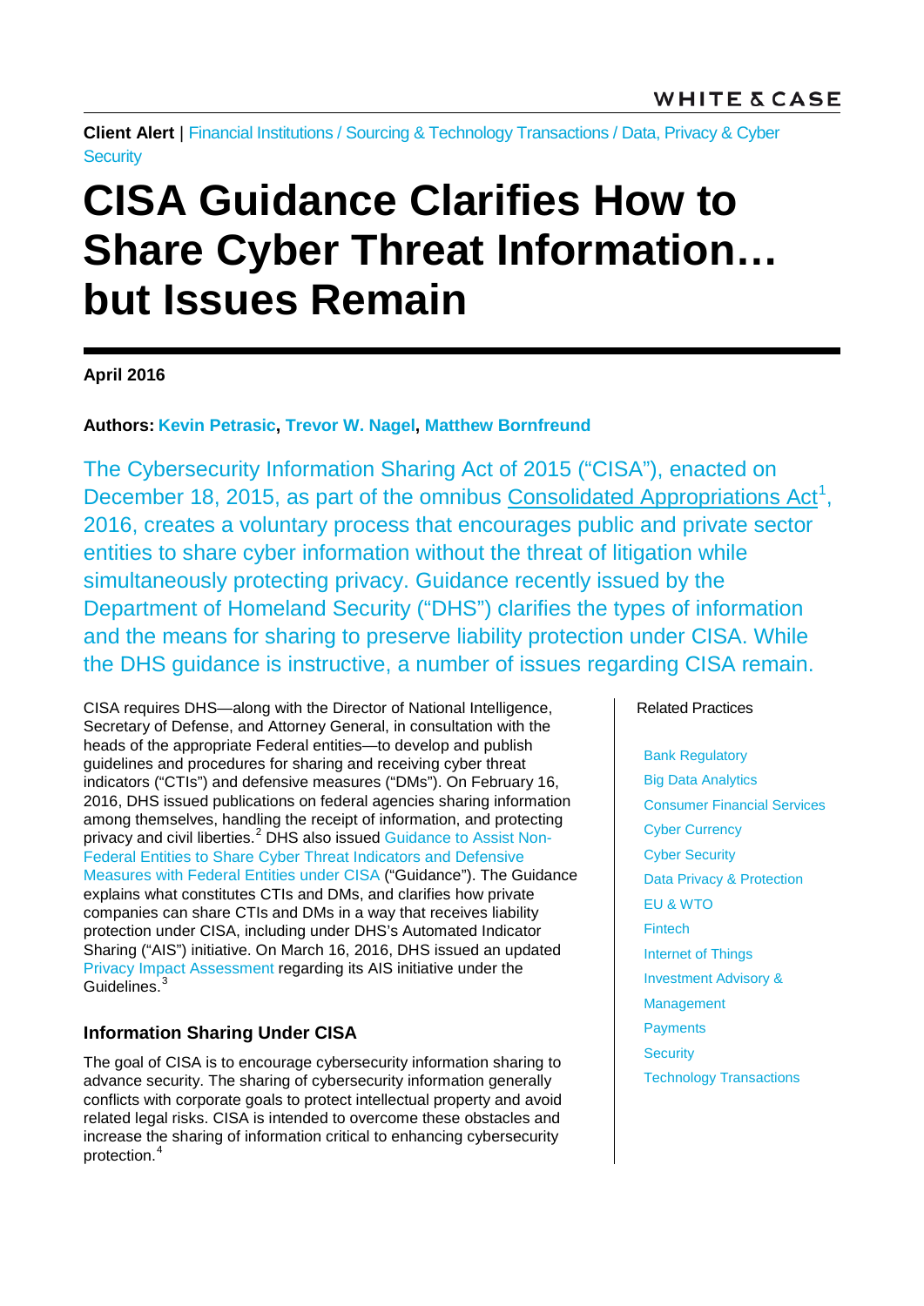WHITE & CASE

**Client Alert** | Financial Institutions / Sourcing & Technology Transactions / Data, Privacy & Cyber Security

# CISA Guidance Clarifies How to Share Cyber Threat Information… but Issues Remain

**April 2016**

**Authors: Kevin Petrasic, Trevor W. Nagel, Matthew Bornfreund**

The Cybersecurity Information Sharing Act of 2015 ("CISA"), enacted on December 18, 2015, as part of the omnibus Consolidated Appropriations Act[1], 2016, creates a voluntary process that encourages public and private sector entities to share cyber information without the threat of litigation while simultaneously protecting privacy. Guidance recently issued by the Department of Homeland Security ("DHS") clarifies the types of information and the means for sharing to preserve liability protection under CISA. While the DHS guidance is instructive, a number of issues regarding CISA remain.

CISA requires DHS—along with the Director of National Intelligence, Secretary of Defense, and Attorney General, in consultation with the heads of the appropriate Federal entities—to develop and publish guidelines and procedures for sharing and receiving cyber threat indicators ("CTIs") and defensive measures ("DMs"). On February 16, 2016, DHS issued publications on federal agencies sharing information among themselves, handling the receipt of information, and protecting privacy and civil liberties.[2] DHS also issued Guidance to Assist Non-Federal Entities to Share Cyber Threat Indicators and Defensive Measures with Federal Entities under CISA ("Guidance"). The Guidance explains what constitutes CTIs and DMs, and clarifies how private companies can share CTIs and DMs in a way that receives liability protection under CISA, including under DHS's Automated Indicator Sharing ("AIS") initiative. On March 16, 2016, DHS issued an updated Privacy Impact Assessment regarding its AIS initiative under the Guidelines.[3]

## Information Sharing Under CISA

The goal of CISA is to encourage cybersecurity information sharing to advance security. The sharing of cybersecurity information generally conflicts with corporate goals to protect intellectual property and avoid related legal risks. CISA is intended to overcome these obstacles and increase the sharing of information critical to enhancing cybersecurity protection.[4]

Related Practices

- Bank Regulatory
- Big Data Analytics
- Consumer Financial Services
- Cyber Currency
- Cyber Security
- Data Privacy & Protection
- EU & WTO
- Fintech
- Internet of Things
- Investment Advisory & Management
- Payments
- Security
- Technology Transactions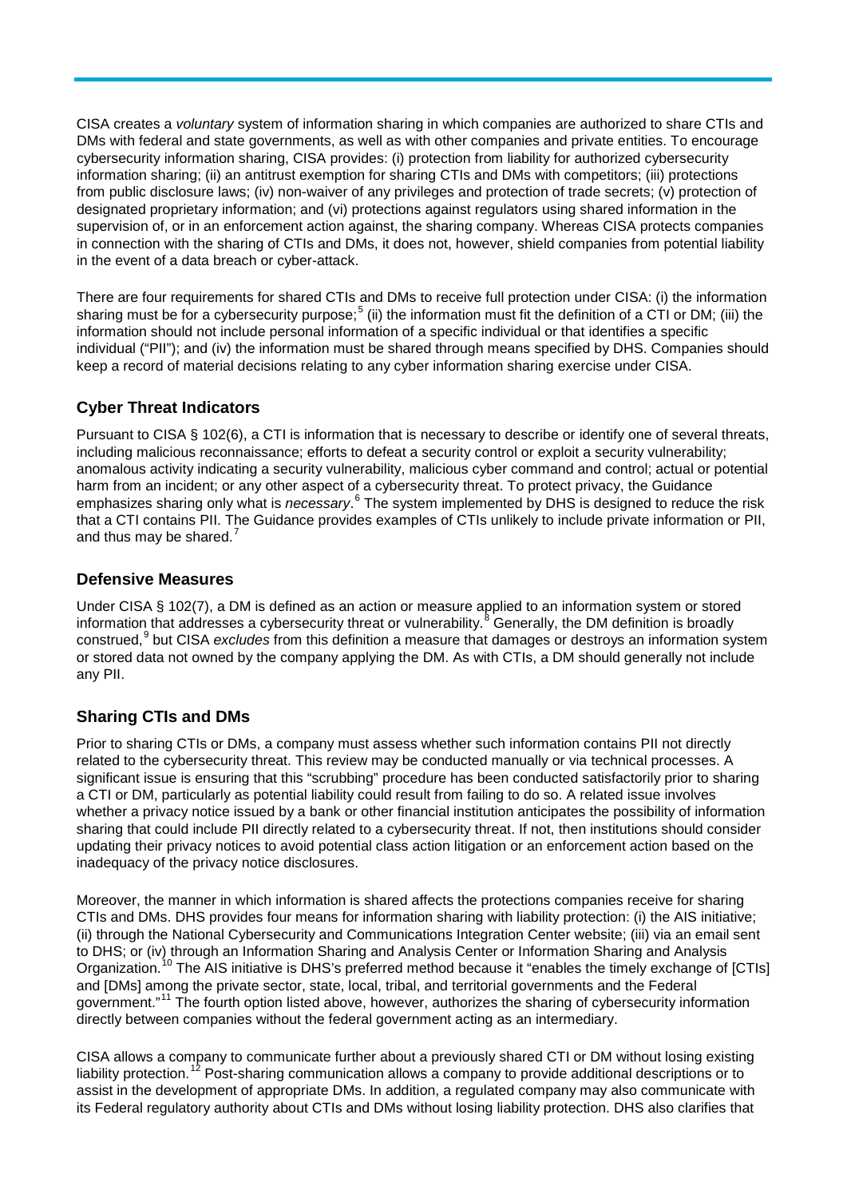CISA creates a *voluntary* system of information sharing in which companies are authorized to share CTIs and DMs with federal and state governments, as well as with other companies and private entities. To encourage cybersecurity information sharing, CISA provides: (i) protection from liability for authorized cybersecurity information sharing; (ii) an antitrust exemption for sharing CTIs and DMs with competitors; (iii) protections from public disclosure laws; (iv) non-waiver of any privileges and protection of trade secrets; (v) protection of designated proprietary information; and (vi) protections against regulators using shared information in the supervision of, or in an enforcement action against, the sharing company. Whereas CISA protects companies in connection with the sharing of CTIs and DMs, it does not, however, shield companies from potential liability in the event of a data breach or cyber-attack.

There are four requirements for shared CTIs and DMs to receive full protection under CISA: (i) the information sharing must be for a cybersecurity purpose;[5] (ii) the information must fit the definition of a CTI or DM; (iii) the information should not include personal information of a specific individual or that identifies a specific individual ("PII"); and (iv) the information must be shared through means specified by DHS. Companies should keep a record of material decisions relating to any cyber information sharing exercise under CISA.

## Cyber Threat Indicators

Pursuant to CISA § 102(6), a CTI is information that is necessary to describe or identify one of several threats, including malicious reconnaissance; efforts to defeat a security control or exploit a security vulnerability; anomalous activity indicating a security vulnerability, malicious cyber command and control; actual or potential harm from an incident; or any other aspect of a cybersecurity threat. To protect privacy, the Guidance emphasizes sharing only what is *necessary*.[6] The system implemented by DHS is designed to reduce the risk that a CTI contains PII. The Guidance provides examples of CTIs unlikely to include private information or PII, and thus may be shared.[7]

## Defensive Measures

Under CISA § 102(7), a DM is defined as an action or measure applied to an information system or stored information that addresses a cybersecurity threat or vulnerability.[8] Generally, the DM definition is broadly construed,[9] but CISA *excludes* from this definition a measure that damages or destroys an information system or stored data not owned by the company applying the DM. As with CTIs, a DM should generally not include any PII.

## Sharing CTIs and DMs

Prior to sharing CTIs or DMs, a company must assess whether such information contains PII not directly related to the cybersecurity threat. This review may be conducted manually or via technical processes. A significant issue is ensuring that this "scrubbing" procedure has been conducted satisfactorily prior to sharing a CTI or DM, particularly as potential liability could result from failing to do so. A related issue involves whether a privacy notice issued by a bank or other financial institution anticipates the possibility of information sharing that could include PII directly related to a cybersecurity threat. If not, then institutions should consider updating their privacy notices to avoid potential class action litigation or an enforcement action based on the inadequacy of the privacy notice disclosures.

Moreover, the manner in which information is shared affects the protections companies receive for sharing CTIs and DMs. DHS provides four means for information sharing with liability protection: (i) the AIS initiative; (ii) through the National Cybersecurity and Communications Integration Center website; (iii) via an email sent to DHS; or (iv) through an Information Sharing and Analysis Center or Information Sharing and Analysis Organization.[10] The AIS initiative is DHS's preferred method because it "enables the timely exchange of [CTIs] and [DMs] among the private sector, state, local, tribal, and territorial governments and the Federal government."[11] The fourth option listed above, however, authorizes the sharing of cybersecurity information directly between companies without the federal government acting as an intermediary.

CISA allows a company to communicate further about a previously shared CTI or DM without losing existing liability protection.[12] Post-sharing communication allows a company to provide additional descriptions or to assist in the development of appropriate DMs. In addition, a regulated company may also communicate with its Federal regulatory authority about CTIs and DMs without losing liability protection. DHS also clarifies that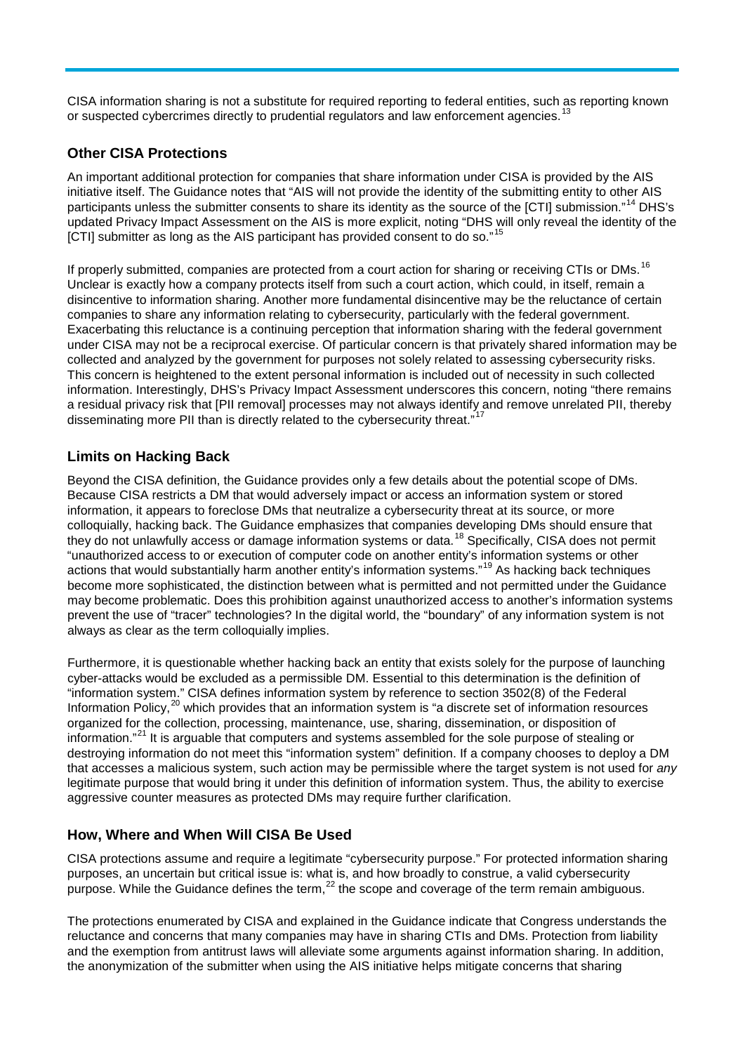CISA information sharing is not a substitute for required reporting to federal entities, such as reporting known or suspected cybercrimes directly to prudential regulators and law enforcement agencies.[13]

## Other CISA Protections

An important additional protection for companies that share information under CISA is provided by the AIS initiative itself. The Guidance notes that "AIS will not provide the identity of the submitting entity to other AIS participants unless the submitter consents to share its identity as the source of the [CTI] submission."[14] DHS's updated Privacy Impact Assessment on the AIS is more explicit, noting "DHS will only reveal the identity of the [CTI] submitter as long as the AIS participant has provided consent to do so."[15]

If properly submitted, companies are protected from a court action for sharing or receiving CTIs or DMs.[16] Unclear is exactly how a company protects itself from such a court action, which could, in itself, remain a disincentive to information sharing. Another more fundamental disincentive may be the reluctance of certain companies to share any information relating to cybersecurity, particularly with the federal government. Exacerbating this reluctance is a continuing perception that information sharing with the federal government under CISA may not be a reciprocal exercise. Of particular concern is that privately shared information may be collected and analyzed by the government for purposes not solely related to assessing cybersecurity risks. This concern is heightened to the extent personal information is included out of necessity in such collected information. Interestingly, DHS's Privacy Impact Assessment underscores this concern, noting "there remains a residual privacy risk that [PII removal] processes may not always identify and remove unrelated PII, thereby disseminating more PII than is directly related to the cybersecurity threat."[17]

## Limits on Hacking Back

Beyond the CISA definition, the Guidance provides only a few details about the potential scope of DMs. Because CISA restricts a DM that would adversely impact or access an information system or stored information, it appears to foreclose DMs that neutralize a cybersecurity threat at its source, or more colloquially, hacking back. The Guidance emphasizes that companies developing DMs should ensure that they do not unlawfully access or damage information systems or data.[18] Specifically, CISA does not permit "unauthorized access to or execution of computer code on another entity's information systems or other actions that would substantially harm another entity's information systems."[19] As hacking back techniques become more sophisticated, the distinction between what is permitted and not permitted under the Guidance may become problematic. Does this prohibition against unauthorized access to another's information systems prevent the use of "tracer" technologies? In the digital world, the "boundary" of any information system is not always as clear as the term colloquially implies.

Furthermore, it is questionable whether hacking back an entity that exists solely for the purpose of launching cyber-attacks would be excluded as a permissible DM. Essential to this determination is the definition of "information system." CISA defines information system by reference to section 3502(8) of the Federal Information Policy,[20] which provides that an information system is "a discrete set of information resources organized for the collection, processing, maintenance, use, sharing, dissemination, or disposition of information."[21] It is arguable that computers and systems assembled for the sole purpose of stealing or destroying information do not meet this "information system" definition. If a company chooses to deploy a DM that accesses a malicious system, such action may be permissible where the target system is not used for *any* legitimate purpose that would bring it under this definition of information system. Thus, the ability to exercise aggressive counter measures as protected DMs may require further clarification.

## How, Where and When Will CISA Be Used

CISA protections assume and require a legitimate "cybersecurity purpose." For protected information sharing purposes, an uncertain but critical issue is: what is, and how broadly to construe, a valid cybersecurity purpose. While the Guidance defines the term,[22] the scope and coverage of the term remain ambiguous.

The protections enumerated by CISA and explained in the Guidance indicate that Congress understands the reluctance and concerns that many companies may have in sharing CTIs and DMs. Protection from liability and the exemption from antitrust laws will alleviate some arguments against information sharing. In addition, the anonymization of the submitter when using the AIS initiative helps mitigate concerns that sharing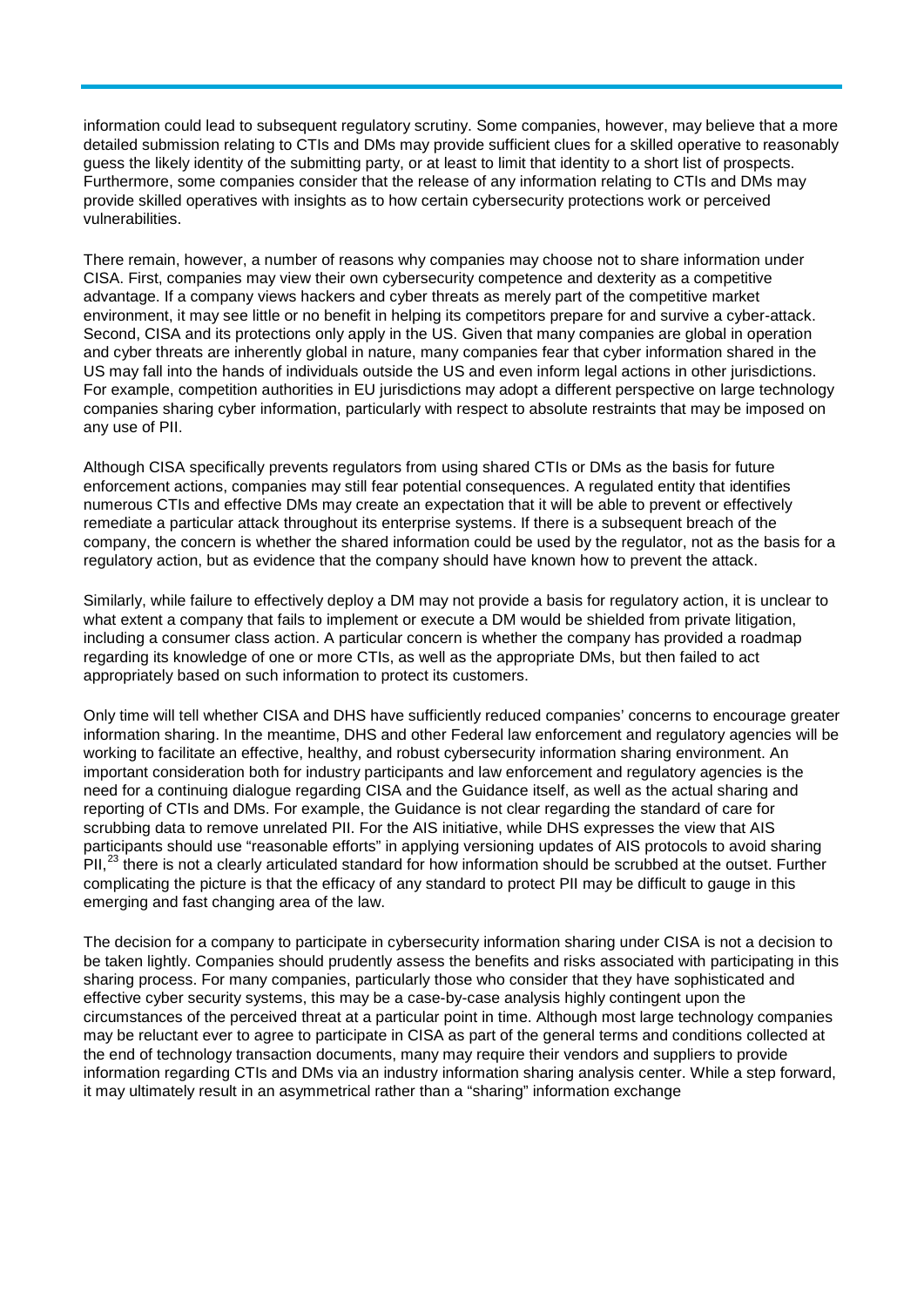information could lead to subsequent regulatory scrutiny. Some companies, however, may believe that a more detailed submission relating to CTIs and DMs may provide sufficient clues for a skilled operative to reasonably guess the likely identity of the submitting party, or at least to limit that identity to a short list of prospects. Furthermore, some companies consider that the release of any information relating to CTIs and DMs may provide skilled operatives with insights as to how certain cybersecurity protections work or perceived vulnerabilities.

There remain, however, a number of reasons why companies may choose not to share information under CISA. First, companies may view their own cybersecurity competence and dexterity as a competitive advantage. If a company views hackers and cyber threats as merely part of the competitive market environment, it may see little or no benefit in helping its competitors prepare for and survive a cyber-attack. Second, CISA and its protections only apply in the US. Given that many companies are global in operation and cyber threats are inherently global in nature, many companies fear that cyber information shared in the US may fall into the hands of individuals outside the US and even inform legal actions in other jurisdictions. For example, competition authorities in EU jurisdictions may adopt a different perspective on large technology companies sharing cyber information, particularly with respect to absolute restraints that may be imposed on any use of PII.

Although CISA specifically prevents regulators from using shared CTIs or DMs as the basis for future enforcement actions, companies may still fear potential consequences. A regulated entity that identifies numerous CTIs and effective DMs may create an expectation that it will be able to prevent or effectively remediate a particular attack throughout its enterprise systems. If there is a subsequent breach of the company, the concern is whether the shared information could be used by the regulator, not as the basis for a regulatory action, but as evidence that the company should have known how to prevent the attack.

Similarly, while failure to effectively deploy a DM may not provide a basis for regulatory action, it is unclear to what extent a company that fails to implement or execute a DM would be shielded from private litigation, including a consumer class action. A particular concern is whether the company has provided a roadmap regarding its knowledge of one or more CTIs, as well as the appropriate DMs, but then failed to act appropriately based on such information to protect its customers.

Only time will tell whether CISA and DHS have sufficiently reduced companies' concerns to encourage greater information sharing. In the meantime, DHS and other Federal law enforcement and regulatory agencies will be working to facilitate an effective, healthy, and robust cybersecurity information sharing environment. An important consideration both for industry participants and law enforcement and regulatory agencies is the need for a continuing dialogue regarding CISA and the Guidance itself, as well as the actual sharing and reporting of CTIs and DMs. For example, the Guidance is not clear regarding the standard of care for scrubbing data to remove unrelated PII. For the AIS initiative, while DHS expresses the view that AIS participants should use "reasonable efforts" in applying versioning updates of AIS protocols to avoid sharing PII,[23] there is not a clearly articulated standard for how information should be scrubbed at the outset. Further complicating the picture is that the efficacy of any standard to protect PII may be difficult to gauge in this emerging and fast changing area of the law.

The decision for a company to participate in cybersecurity information sharing under CISA is not a decision to be taken lightly. Companies should prudently assess the benefits and risks associated with participating in this sharing process. For many companies, particularly those who consider that they have sophisticated and effective cyber security systems, this may be a case-by-case analysis highly contingent upon the circumstances of the perceived threat at a particular point in time. Although most large technology companies may be reluctant ever to agree to participate in CISA as part of the general terms and conditions collected at the end of technology transaction documents, many may require their vendors and suppliers to provide information regarding CTIs and DMs via an industry information sharing analysis center. While a step forward, it may ultimately result in an asymmetrical rather than a "sharing" information exchange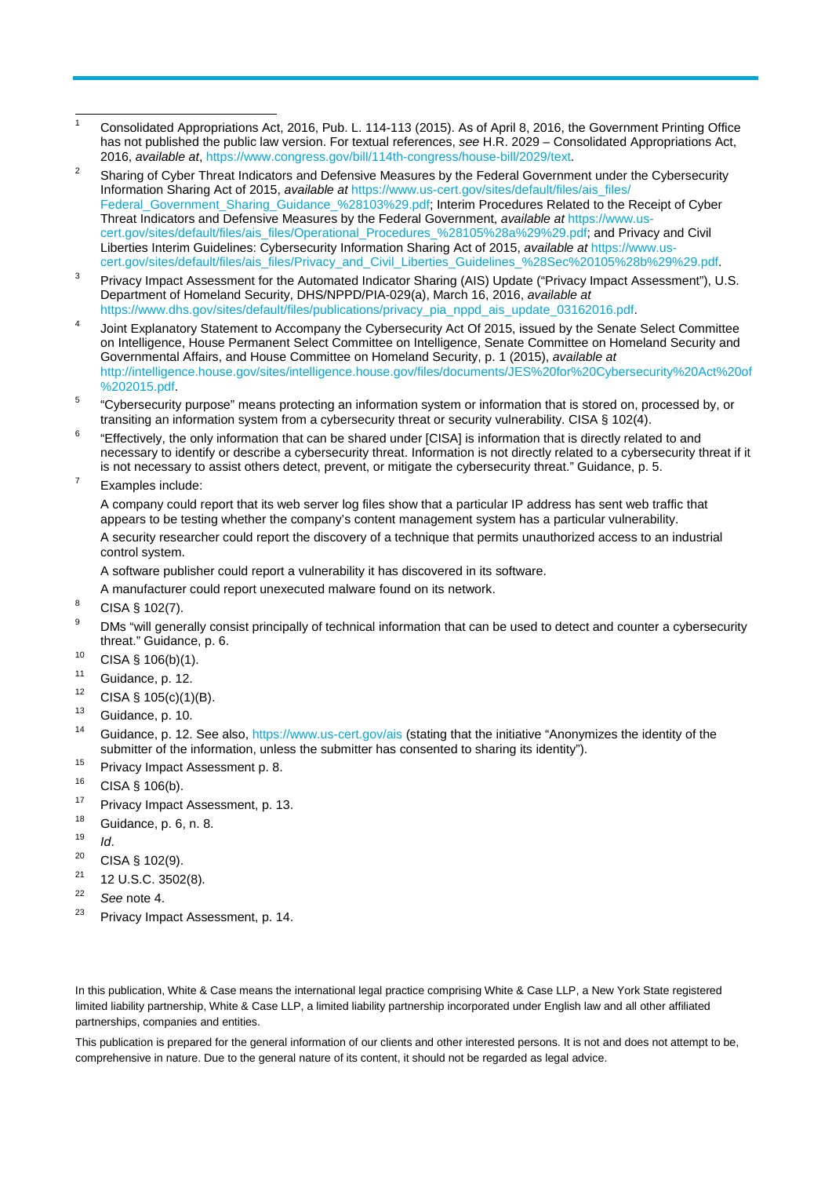[1] Consolidated Appropriations Act, 2016, Pub. L. 114-113 (2015). As of April 8, 2016, the Government Printing Office has not published the public law version. For textual references, *see* H.R. 2029 – Consolidated Appropriations Act, 2016, *available at*, https://www.congress.gov/bill/114th-congress/house-bill/2029/text.

[2] Sharing of Cyber Threat Indicators and Defensive Measures by the Federal Government under the Cybersecurity Information Sharing Act of 2015, *available at* https://www.us-cert.gov/sites/default/files/ais_files/Federal_Government_Sharing_Guidance_%28103%29.pdf; Interim Procedures Related to the Receipt of Cyber Threat Indicators and Defensive Measures by the Federal Government, *available at* https://www.us-cert.gov/sites/default/files/ais_files/Operational_Procedures_%28105%28a%29%29.pdf; and Privacy and Civil Liberties Interim Guidelines: Cybersecurity Information Sharing Act of 2015, *available at* https://www.us-cert.gov/sites/default/files/ais_files/Privacy_and_Civil_Liberties_Guidelines_%28Sec%20105%28b%29%29.pdf.

[3] Privacy Impact Assessment for the Automated Indicator Sharing (AIS) Update ("Privacy Impact Assessment"), U.S. Department of Homeland Security, DHS/NPPD/PIA-029(a), March 16, 2016, *available at* https://www.dhs.gov/sites/default/files/publications/privacy_pia_nppd_ais_update_03162016.pdf.

[4] Joint Explanatory Statement to Accompany the Cybersecurity Act Of 2015, issued by the Senate Select Committee on Intelligence, House Permanent Select Committee on Intelligence, Senate Committee on Homeland Security and Governmental Affairs, and House Committee on Homeland Security, p. 1 (2015), *available at* http://intelligence.house.gov/sites/intelligence.house.gov/files/documents/JES%20for%20Cybersecurity%20Act%20of%202015.pdf.

[5] "Cybersecurity purpose" means protecting an information system or information that is stored on, processed by, or transiting an information system from a cybersecurity threat or security vulnerability. CISA § 102(4).

[6] "Effectively, the only information that can be shared under [CISA] is information that is directly related to and necessary to identify or describe a cybersecurity threat. Information is not directly related to a cybersecurity threat if it is not necessary to assist others detect, prevent, or mitigate the cybersecurity threat." Guidance, p. 5.

[7] Examples include:

A company could report that its web server log files show that a particular IP address has sent web traffic that appears to be testing whether the company's content management system has a particular vulnerability.

A security researcher could report the discovery of a technique that permits unauthorized access to an industrial control system.

A software publisher could report a vulnerability it has discovered in its software.

A manufacturer could report unexecuted malware found on its network.

[8] CISA § 102(7).

[9] DMs "will generally consist principally of technical information that can be used to detect and counter a cybersecurity threat." Guidance, p. 6.

[10] CISA § 106(b)(1).

[11] Guidance, p. 12.

[12] CISA § 105(c)(1)(B).

[13] Guidance, p. 10.

[14] Guidance, p. 12. See also, https://www.us-cert.gov/ais (stating that the initiative "Anonymizes the identity of the submitter of the information, unless the submitter has consented to sharing its identity").

[15] Privacy Impact Assessment p. 8.

[16] CISA § 106(b).

[17] Privacy Impact Assessment, p. 13.

[18] Guidance, p. 6, n. 8.

[19] *Id*.

[20] CISA § 102(9).

[21] 12 U.S.C. 3502(8).

[22] *See* note 4.

[23] Privacy Impact Assessment, p. 14.

In this publication, White & Case means the international legal practice comprising White & Case LLP, a New York State registered limited liability partnership, White & Case LLP, a limited liability partnership incorporated under English law and all other affiliated partnerships, companies and entities.

This publication is prepared for the general information of our clients and other interested persons. It is not and does not attempt to be, comprehensive in nature. Due to the general nature of its content, it should not be regarded as legal advice.